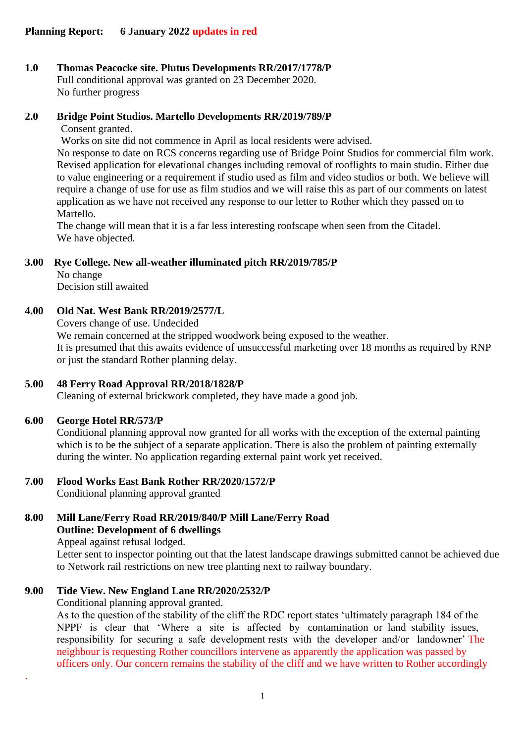**Planning Report: 6 January 2022 updates in red**

**1.0 Thomas Peacocke site. Plutus Developments RR/2017/1778/P**

Full conditional approval was granted on 23 December 2020.

No further progress

**2.0 Bridge Point Studios. Martello Developments RR/2019/789/P**

Consent granted.

Works on site did not commence in April as local residents were advised.

No response to date on RCS concerns regarding use of Bridge Point Studios for commercial film work. Revised application for elevational changes including removal of rooflights to main studio. Either due to value engineering or a requirement if studio used as film and video studios or both. We believe will require a change of use for use as film studios and we will raise this as part of our comments on latest application as we have not received any response to our letter to Rother which they passed on to Martello.

The change will mean that it is a far less interesting roofscape when seen from the Citadel.

We have objected.

**3.00 Rye College. New all-weather illuminated pitch RR/2019/785/P**

No change

Decision still awaited

**4.00 Old Nat. West Bank RR/2019/2577/L**

Covers change of use. Undecided

We remain concerned at the stripped woodwork being exposed to the weather.

It is presumed that this awaits evidence of unsuccessful marketing over 18 months as required by RNP or just the standard Rother planning delay.

**5.00 48 Ferry Road Approval RR/2018/1828/P**

Cleaning of external brickwork completed, they have made a good job.

**6.00 George Hotel RR/573/P**

Conditional planning approval now granted for all works with the exception of the external painting which is to be the subject of a separate application. There is also the problem of painting externally during the winter. No application regarding external paint work yet received.

**7.00 Flood Works East Bank Rother RR/2020/1572/P**

Conditional planning approval granted

**8.00 Mill Lane/Ferry Road RR/2019/840/P Mill Lane/Ferry Road**
**Outline: Development of 6 dwellings**

Appeal against refusal lodged.

Letter sent to inspector pointing out that the latest landscape drawings submitted cannot be achieved due to Network rail restrictions on new tree planting next to railway boundary.

**9.00 Tide View. New England Lane RR/2020/2532/P**

Conditional planning approval granted.

As to the question of the stability of the cliff the RDC report states 'ultimately paragraph 184 of the NPPF is clear that 'Where a site is affected by contamination or land stability issues, responsibility for securing a safe development rests with the developer and/or landowner' The neighbour is requesting Rother councillors intervene as apparently the application was passed by officers only. Our concern remains the stability of the cliff and we have written to Rother accordingly

.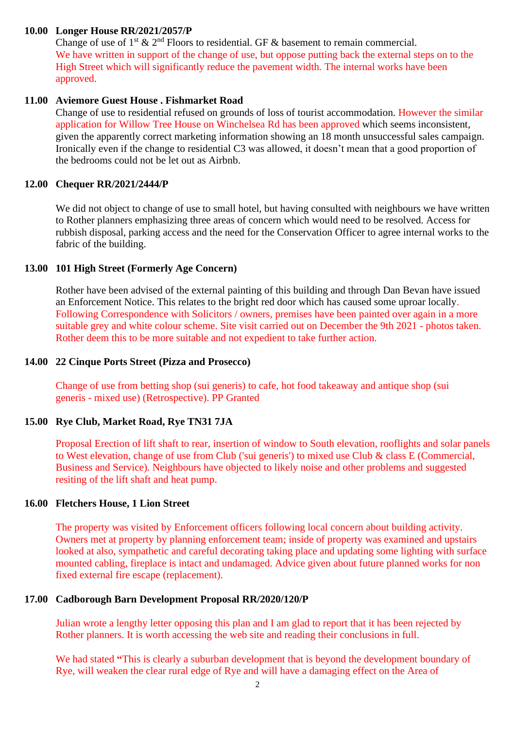**10.00 Longer House RR/2021/2057/P**

Change of use of 1st & 2nd Floors to residential. GF & basement to remain commercial.
We have written in support of the change of use, but oppose putting back the external steps on to the High Street which will significantly reduce the pavement width. The internal works have been approved.

**11.00 Aviemore Guest House . Fishmarket Road**

Change of use to residential refused on grounds of loss of tourist accommodation. However the similar application for Willow Tree House on Winchelsea Rd has been approved which seems inconsistent, given the apparently correct marketing information showing an 18 month unsuccessful sales campaign. Ironically even if the change to residential C3 was allowed, it doesn't mean that a good proportion of the bedrooms could not be let out as Airbnb.

**12.00 Chequer RR/2021/2444/P**

We did not object to change of use to small hotel, but having consulted with neighbours we have written to Rother planners emphasizing three areas of concern which would need to be resolved. Access for rubbish disposal, parking access and the need for the Conservation Officer to agree internal works to the fabric of the building.

**13.00 101 High Street (Formerly Age Concern)**

Rother have been advised of the external painting of this building and through Dan Bevan have issued an Enforcement Notice. This relates to the bright red door which has caused some uproar locally. Following Correspondence with Solicitors / owners, premises have been painted over again in a more suitable grey and white colour scheme. Site visit carried out on December the 9th 2021 - photos taken. Rother deem this to be more suitable and not expedient to take further action.

**14.00 22 Cinque Ports Street (Pizza and Prosecco)**

Change of use from betting shop (sui generis) to cafe, hot food takeaway and antique shop (sui generis - mixed use) (Retrospective). PP Granted

**15.00 Rye Club, Market Road, Rye TN31 7JA**

Proposal Erection of lift shaft to rear, insertion of window to South elevation, rooflights and solar panels to West elevation, change of use from Club ('sui generis') to mixed use Club & class E (Commercial, Business and Service). Neighbours have objected to likely noise and other problems and suggested resiting of the lift shaft and heat pump.

**16.00 Fletchers House, 1 Lion Street**

The property was visited by Enforcement officers following local concern about building activity. Owners met at property by planning enforcement team; inside of property was examined and upstairs looked at also, sympathetic and careful decorating taking place and updating some lighting with surface mounted cabling, fireplace is intact and undamaged. Advice given about future planned works for non fixed external fire escape (replacement).

**17.00 Cadborough Barn Development Proposal RR/2020/120/P**

Julian wrote a lengthy letter opposing this plan and I am glad to report that it has been rejected by Rother planners. It is worth accessing the web site and reading their conclusions in full.

We had stated "This is clearly a suburban development that is beyond the development boundary of Rye, will weaken the clear rural edge of Rye and will have a damaging effect on the Area of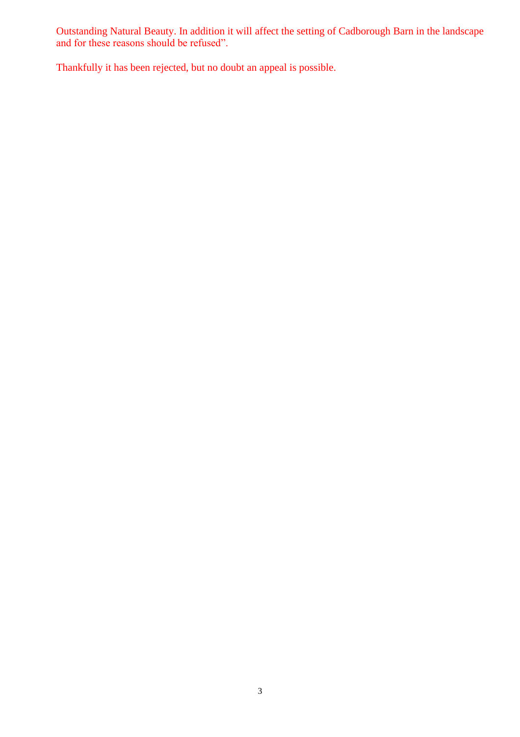Outstanding Natural Beauty. In addition it will affect the setting of Cadborough Barn in the landscape and for these reasons should be refused".

Thankfully it has been rejected, but no doubt an appeal is possible.